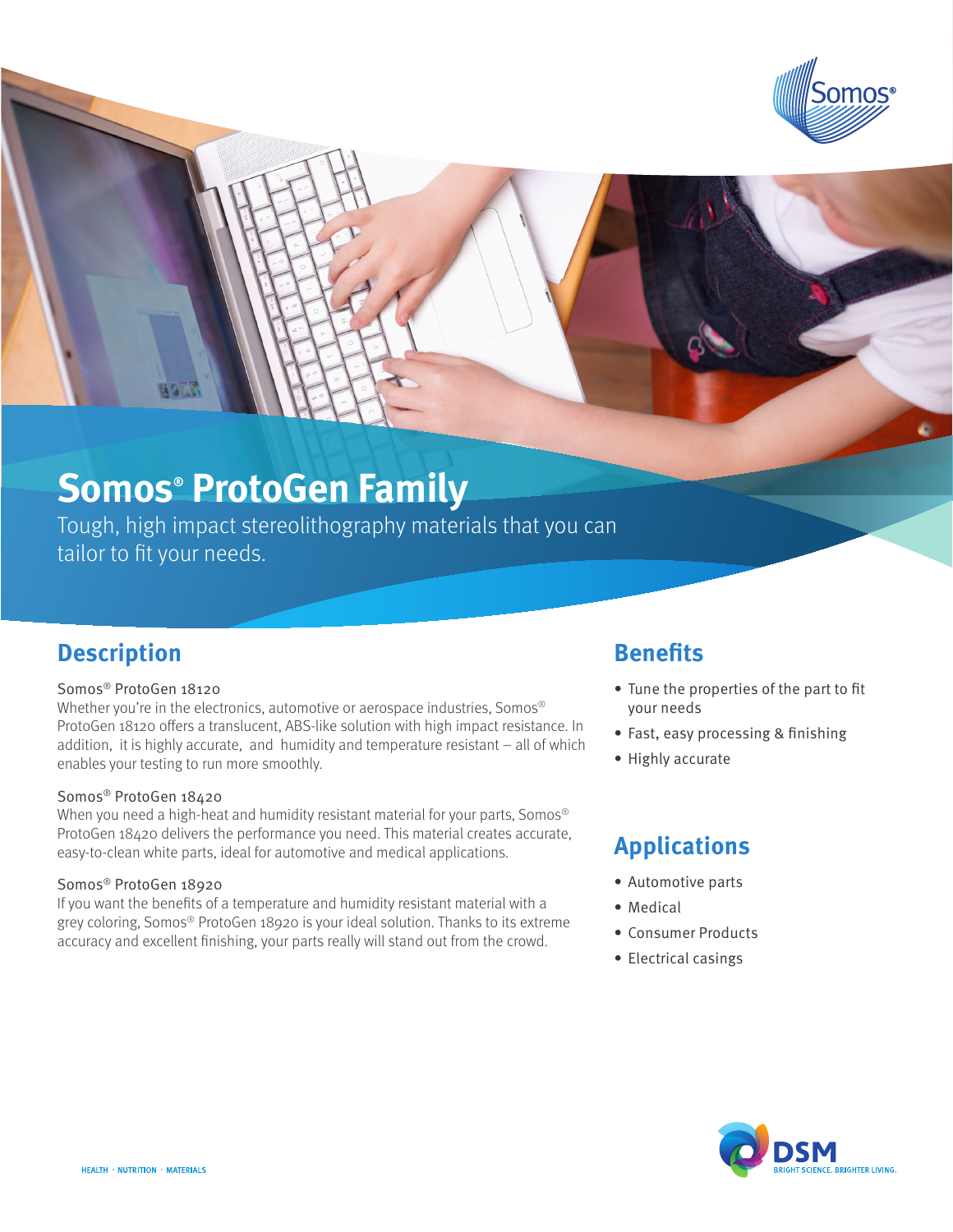# Somos® ProtoGen Family

Tough, high impact stereolithography materials that you can tailor to fit your needs.

## Description

### Somos® ProtoGen 18120

Whether you're in the electronics, automotive or aerospace industries, Somos® ProtoGen 18120 offers a translucent, ABS-like solution with high impact resistance. In addition, it is highly accurate, and humidity and temperature resistant – all of which enables your testing to run more smoothly.

### Somos® ProtoGen 18420

When you need a high-heat and humidity resistant material for your parts, Somos® ProtoGen 18420 delivers the performance you need. This material creates accurate, easy-to-clean white parts, ideal for automotive and medical applications.

### Somos® ProtoGen 18920

If you want the benefits of a temperature and humidity resistant material with a grey coloring, Somos® ProtoGen 18920 is your ideal solution. Thanks to its extreme accuracy and excellent finishing, your parts really will stand out from the crowd.

## Benefits

- Tune the properties of the part to fit your needs
- Fast, easy processing & finishing
- Highly accurate

## Applications

- Automotive parts
- Medical
- Consumer Products
- Electrical casings

HEALTH · NUTRITION · MATERIALS

DSM BRIGHT SCIENCE. BRIGHTER LIVING.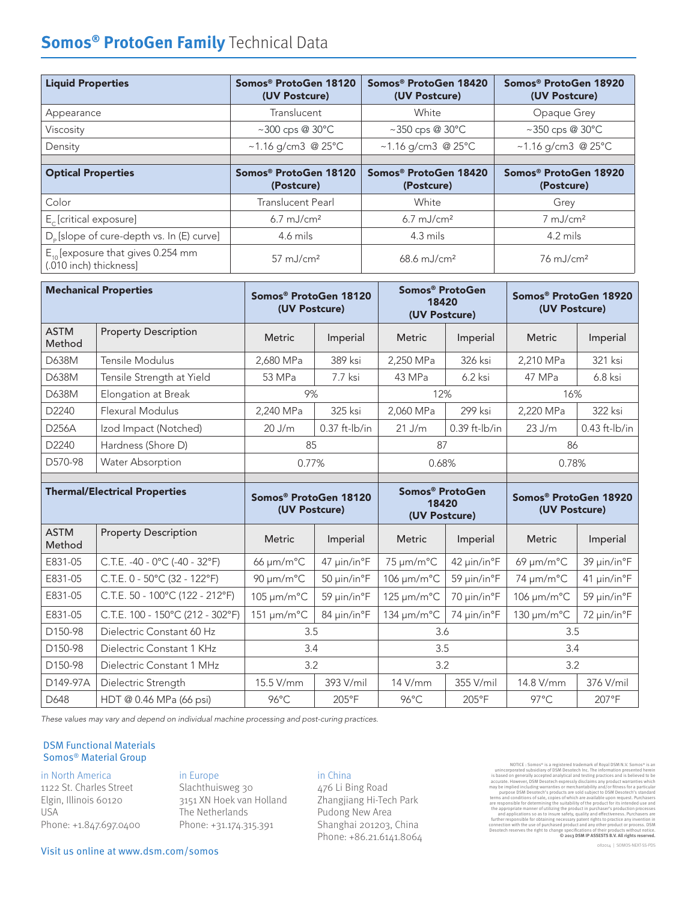# Somos® ProtoGen Family Technical Data

| Liquid Properties | Somos® ProtoGen 18120 (UV Postcure) | Somos® ProtoGen 18420 (UV Postcure) | Somos® ProtoGen 18920 (UV Postcure) |
|---|---|---|---|
| Appearance | Translucent | White | Opaque Grey |
| Viscosity | ~300 cps @ 30°C | ~350 cps @ 30°C | ~350 cps @ 30°C |
| Density | ~1.16 g/cm3 @ 25°C | ~1.16 g/cm3 @ 25°C | ~1.16 g/cm3 @ 25°C |
| **Optical Properties** | **Somos® ProtoGen 18120 (Postcure)** | **Somos® ProtoGen 18420 (Postcure)** | **Somos® ProtoGen 18920 (Postcure)** |
| Color | Translucent Pearl | White | Grey |
| $E_C$ [critical exposure] | 6.7 mJ/cm² | 6.7 mJ/cm² | 7 mJ/cm² |
| $D_P$ [slope of cure-depth vs. In (E) curve] | 4.6 mils | 4.3 mils | 4.2 mils |
| $E_{10}$ [exposure that gives 0.254 mm (.010 inch) thickness] | 57 mJ/cm² | 68.6 mJ/cm² | 76 mJ/cm² |

| Mechanical Properties | | Somos® ProtoGen 18120 (UV Postcure) | | Somos® ProtoGen 18420 (UV Postcure) | | Somos® ProtoGen 18920 (UV Postcure) | |
|---|---|---|---|---|---|---|---|
| ASTM Method | Property Description | Metric | Imperial | Metric | Imperial | Metric | Imperial |
| D638M | Tensile Modulus | 2,680 MPa | 389 ksi | 2,250 MPa | 326 ksi | 2,210 MPa | 321 ksi |
| D638M | Tensile Strength at Yield | 53 MPa | 7.7 ksi | 43 MPa | 6.2 ksi | 47 MPa | 6.8 ksi |
| D638M | Elongation at Break | 9% | | 12% | | 16% | |
| D2240 | Flexural Modulus | 2,240 MPa | 325 ksi | 2,060 MPa | 299 ksi | 2,220 MPa | 322 ksi |
| D256A | Izod Impact (Notched) | 20 J/m | 0.37 ft-lb/in | 21 J/m | 0.39 ft-lb/in | 23 J/m | 0.43 ft-lb/in |
| D2240 | Hardness (Shore D) | 85 | | 87 | | 86 | |
| D570-98 | Water Absorption | 0.77% | | 0.68% | | 0.78% | |
| **Thermal/Electrical Properties** | | **Somos® ProtoGen 18120 (UV Postcure)** | | **Somos® ProtoGen 18420 (UV Postcure)** | | **Somos® ProtoGen 18920 (UV Postcure)** | |
| ASTM Method | Property Description | Metric | Imperial | Metric | Imperial | Metric | Imperial |
| E831-05 | C.T.E. -40 - 0°C (-40 - 32°F) | 66 μm/m°C | 47 μin/in°F | 75 μm/m°C | 42 μin/in°F | 69 μm/m°C | 39 μin/in°F |
| E831-05 | C.T.E. 0 - 50°C (32 - 122°F) | 90 μm/m°C | 50 μin/in°F | 106 μm/m°C | 59 μin/in°F | 74 μm/m°C | 41 μin/in°F |
| E831-05 | C.T.E. 50 - 100°C (122 - 212°F) | 105 μm/m°C | 59 μin/in°F | 125 μm/m°C | 70 μin/in°F | 106 μm/m°C | 59 μin/in°F |
| E831-05 | C.T.E. 100 - 150°C (212 - 302°F) | 151 μm/m°C | 84 μin/in°F | 134 μm/m°C | 74 μin/in°F | 130 μm/m°C | 72 μin/in°F |
| D150-98 | Dielectric Constant 60 Hz | 3.5 | | 3.6 | | 3.5 | |
| D150-98 | Dielectric Constant 1 KHz | 3.4 | | 3.5 | | 3.4 | |
| D150-98 | Dielectric Constant 1 MHz | 3.2 | | 3.2 | | 3.2 | |
| D149-97A | Dielectric Strength | 15.5 V/mm | 393 V/mil | 14 V/mm | 355 V/mil | 14.8 V/mm | 376 V/mil |
| D648 | HDT @ 0.46 MPa (66 psi) | 96°C | 205°F | 96°C | 205°F | 97°C | 207°F |

*These values may vary and depend on individual machine processing and post-curing practices.*

DSM Functional Materials
Somos® Material Group

in North America
1122 St. Charles Street
Elgin, Illinois 60120
USA
Phone: +1.847.697.0400

in Europe
Slachthuisweg 30
3151 XN Hoek van Holland
The Netherlands
Phone: +31.174.315.391

in China
476 Li Bing Road
Zhangjiang Hi-Tech Park
Pudong New Area
Shanghai 201203, China
Phone: +86.21.6141.8064

NOTICE : Somos® is a registered trademark of Royal DSM N.V. Somos® is an unincorporated subsidiary of DSM Desotech Inc. The information presented herein is based on generally accepted analytical and testing practices and is believed to be accurate. However, DSM Desotech expressly disclaims any product warranties which may be implied including warranties or merchantability and/or fitness for a particular purpose DSM Desotech's products are sold subject to DSM Desotech's standard terms and conditions of sale, copies of which are available upon request. Purchasers are responsible for determining the suitability of the product for its intended use and the appropriate manner of utilizing the product in purchaser's production processes and applications so as to insure safety, quality and effectiveness. Purchasers are further responsible for obtaining necessary patent rights to practice any invention in connection with the use of purchased product and any other product or process. DSM Desotech reserves the right to change specifications of their products without notice.
**© 2013 DSM IP ASSESTS B.V. All rights reserved.**

082014 | SOMOS-NEXT-SS-PDS

Visit us online at www.dsm.com/somos